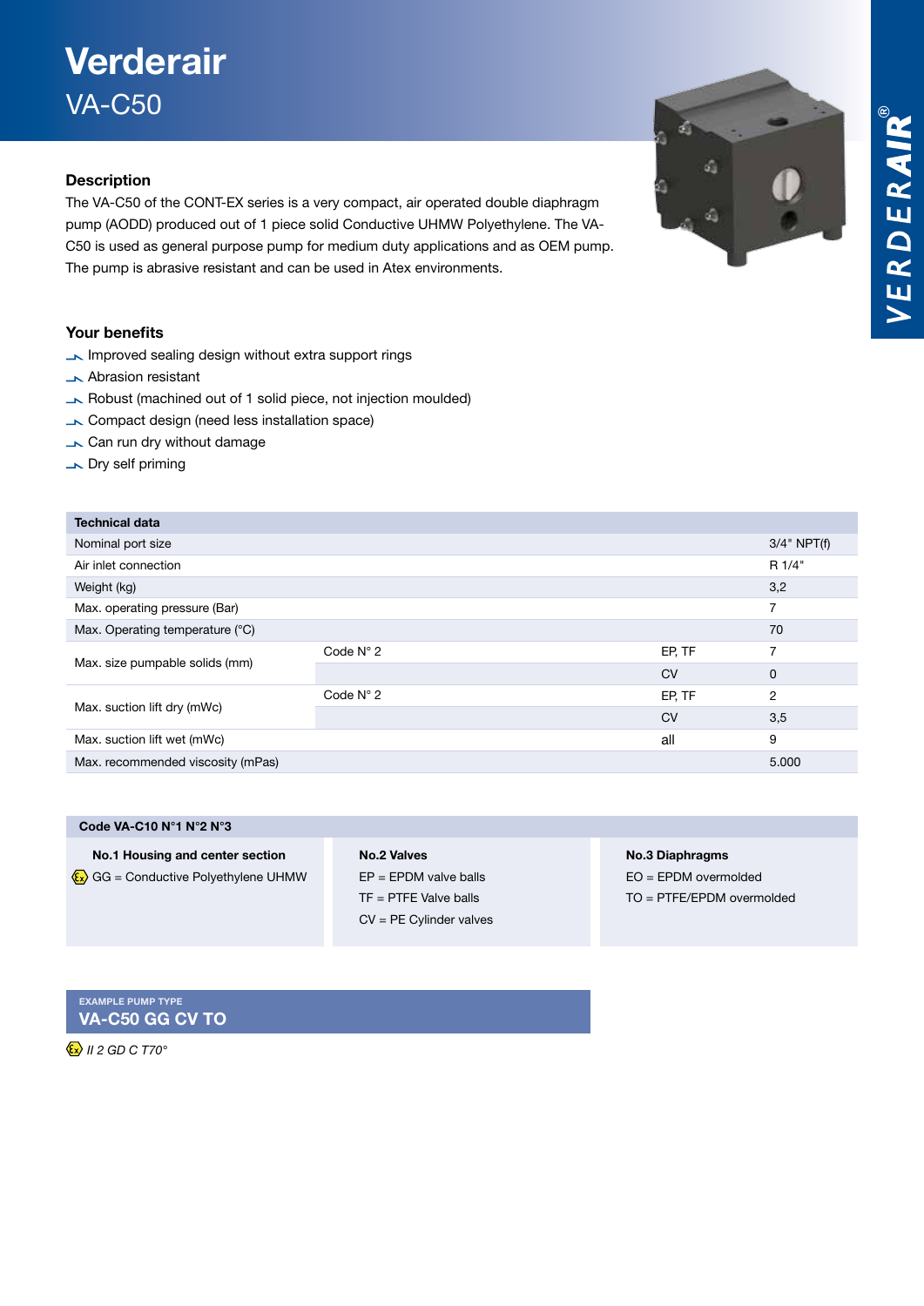# Verderair

## VA-C50

### Description

The VA-C50 of the CONT-EX series is a very compact, air operated double diaphragm pump (AODD) produced out of 1 piece solid Conductive UHMW Polyethylene. The VA-C50 is used as general purpose pump for medium duty applications and as OEM pump. The pump is abrasive resistant and can be used in Atex environments.

### Your benefits

- Improved sealing design without extra support rings
- Abrasion resistant
- Robust (machined out of 1 solid piece, not injection moulded)
- Compact design (need less installation space)
- Can run dry without damage
- Dry self priming

| Technical data | | | |
|---|---|---|---|
| Nominal port size | | | 3/4" NPT(f) |
| Air inlet connection | | | R 1/4" |
| Weight (kg) | | | 3,2 |
| Max. operating pressure (Bar) | | | 7 |
| Max. Operating temperature (°C) | | | 70 |
| Max. size pumpable solids (mm) | Code N° 2 | EP, TF | 7 |
| | | CV | 0 |
| Max. suction lift dry (mWc) | Code N° 2 | EP, TF | 2 |
| | | CV | 3,5 |
| Max. suction lift wet (mWc) | | all | 9 |
| Max. recommended viscosity (mPas) | | | 5.000 |

| Code VA-C10 N°1 N°2 N°3 | | |
|---|---|---|
| **No.1 Housing and center section** | **No.2 Valves** | **No.3 Diaphragms** |
| GG = Conductive Polyethylene UHMW | EP = EPDM valve balls | EO = EPDM overmolded |
| | TF = PTFE Valve balls | TO = PTFE/EPDM overmolded |
| | CV = PE Cylinder valves | |

EXAMPLE PUMP TYPE

**VA-C50 GG CV TO**

*II 2 GD C T70°*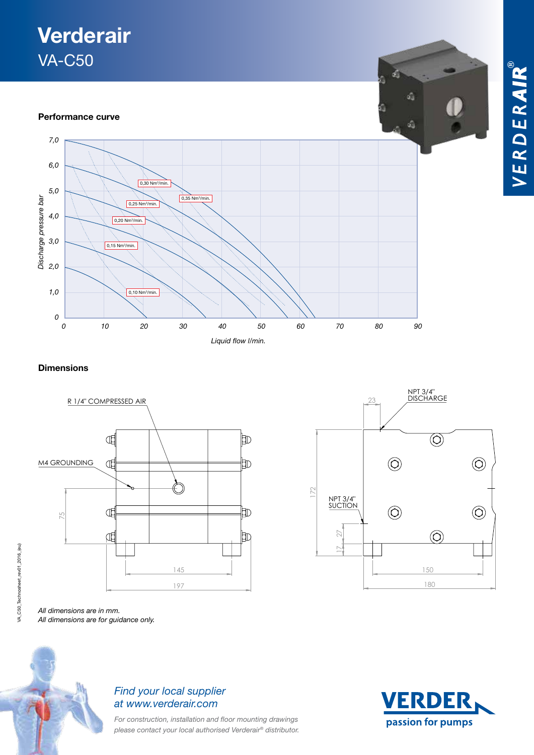# Verderair

## VA-C50

### Performance curve

Discharge pressure bar

7,0
6,0
5,0
4,0
3,0
2,0
1,0
0

0 10 20 30 40 50 60 70 80 90

Liquid flow l/min.

0,30 Nm³/min.
0,35 Nm³/min.
0,25 Nm³/min.
0,20 Nm³/min.
0,15 Nm³/min.
0,10 Nm³/min.

### Dimensions

R 1/4" COMPRESSED AIR
M4 GROUNDING
75
145
197

NPT 3/4" DISCHARGE
23
172
NPT 3/4" SUCTION
27
17
150
180

*All dimensions are in mm.*
*All dimensions are for guidance only.*

VA_C50_Technosheet_rev01_2016_(eu)

*Find your local supplier at www.verderair.com*

*For construction, installation and floor mounting drawings please contact your local authorised Verderair® distributor.*

VERDER
passion for pumps